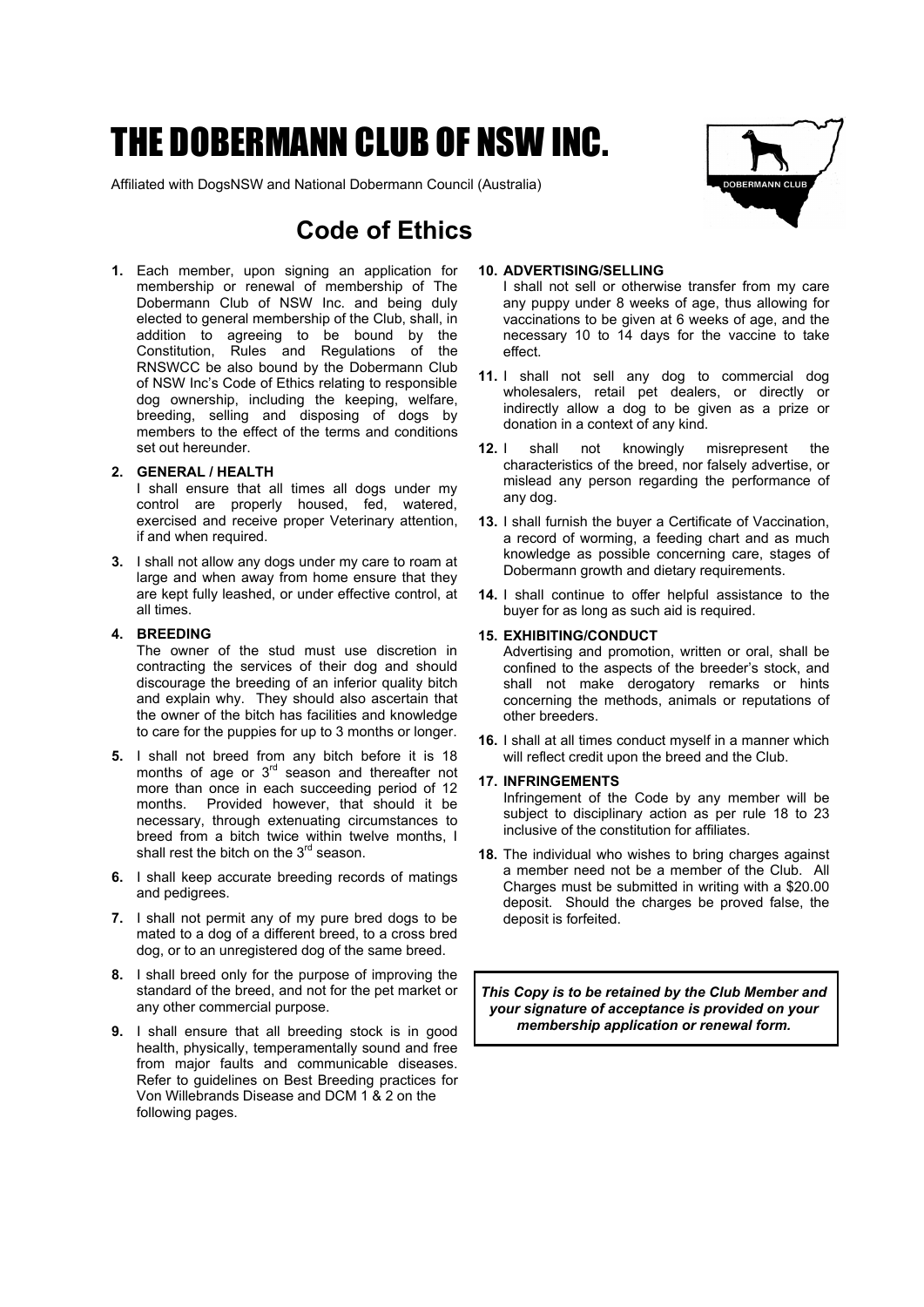# THE DOBERMANN CLUB OF NSW INC.

Affiliated with DogsNSW and National Dobermann Council (Australia)

## Code of Ethics

**1.** Each member, upon signing an application for membership or renewal of membership of The Dobermann Club of NSW Inc. and being duly elected to general membership of the Club, shall, in addition to agreeing to be bound by the Constitution, Rules and Regulations of the RNSWCC be also bound by the Dobermann Club of NSW Inc's Code of Ethics relating to responsible dog ownership, including the keeping, welfare, breeding, selling and disposing of dogs by members to the effect of the terms and conditions set out hereunder.

**2. GENERAL / HEALTH**
I shall ensure that all times all dogs under my control are properly housed, fed, watered, exercised and receive proper Veterinary attention, if and when required.

**3.** I shall not allow any dogs under my care to roam at large and when away from home ensure that they are kept fully leashed, or under effective control, at all times.

**4. BREEDING**
The owner of the stud must use discretion in contracting the services of their dog and should discourage the breeding of an inferior quality bitch and explain why. They should also ascertain that the owner of the bitch has facilities and knowledge to care for the puppies for up to 3 months or longer.

**5.** I shall not breed from any bitch before it is 18 months of age or 3rd season and thereafter not more than once in each succeeding period of 12 months. Provided however, that should it be necessary, through extenuating circumstances to breed from a bitch twice within twelve months, I shall rest the bitch on the 3rd season.

**6.** I shall keep accurate breeding records of matings and pedigrees.

**7.** I shall not permit any of my pure bred dogs to be mated to a dog of a different breed, to a cross bred dog, or to an unregistered dog of the same breed.

**8.** I shall breed only for the purpose of improving the standard of the breed, and not for the pet market or any other commercial purpose.

**9.** I shall ensure that all breeding stock is in good health, physically, temperamentally sound and free from major faults and communicable diseases. Refer to guidelines on Best Breeding practices for Von Willebrands Disease and DCM 1 & 2 on the following pages.

**10. ADVERTISING/SELLING**
I shall not sell or otherwise transfer from my care any puppy under 8 weeks of age, thus allowing for vaccinations to be given at 6 weeks of age, and the necessary 10 to 14 days for the vaccine to take effect.

**11.** I shall not sell any dog to commercial dog wholesalers, retail pet dealers, or directly or indirectly allow a dog to be given as a prize or donation in a context of any kind.

**12.** I shall not knowingly misrepresent the characteristics of the breed, nor falsely advertise, or mislead any person regarding the performance of any dog.

**13.** I shall furnish the buyer a Certificate of Vaccination, a record of worming, a feeding chart and as much knowledge as possible concerning care, stages of Dobermann growth and dietary requirements.

**14.** I shall continue to offer helpful assistance to the buyer for as long as such aid is required.

**15. EXHIBITING/CONDUCT**
Advertising and promotion, written or oral, shall be confined to the aspects of the breeder's stock, and shall not make derogatory remarks or hints concerning the methods, animals or reputations of other breeders.

**16.** I shall at all times conduct myself in a manner which will reflect credit upon the breed and the Club.

**17. INFRINGEMENTS**
Infringement of the Code by any member will be subject to disciplinary action as per rule 18 to 23 inclusive of the constitution for affiliates.

**18.** The individual who wishes to bring charges against a member need not be a member of the Club. All Charges must be submitted in writing with a $20.00 deposit. Should the charges be proved false, the deposit is forfeited.

***This Copy is to be retained by the Club Member and your signature of acceptance is provided on your membership application or renewal form.***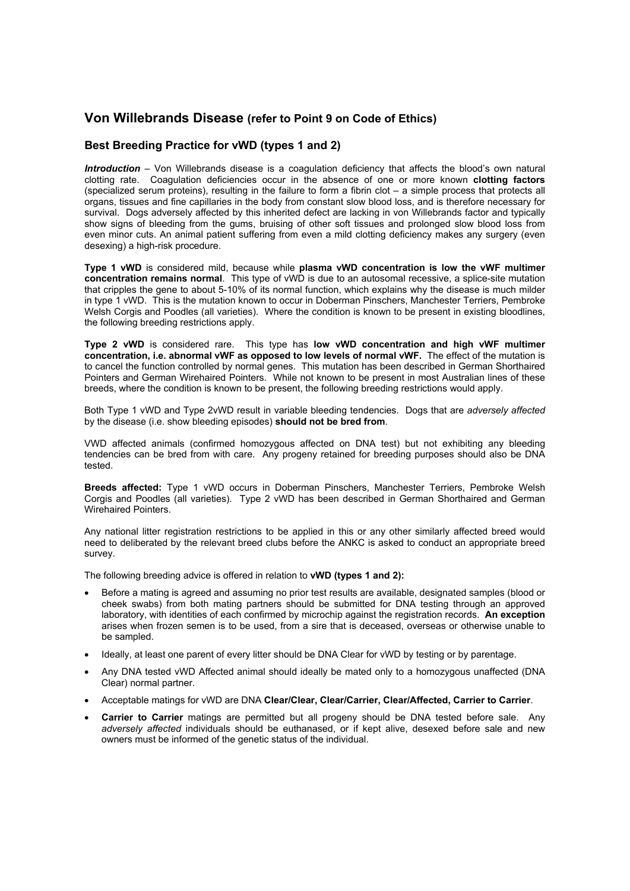## Von Willebrands Disease (refer to Point 9 on Code of Ethics)

### Best Breeding Practice for vWD (types 1 and 2)

***Introduction*** – Von Willebrands disease is a coagulation deficiency that affects the blood's own natural clotting rate. Coagulation deficiencies occur in the absence of one or more known **clotting factors** (specialized serum proteins), resulting in the failure to form a fibrin clot – a simple process that protects all organs, tissues and fine capillaries in the body from constant slow blood loss, and is therefore necessary for survival. Dogs adversely affected by this inherited defect are lacking in von Willebrands factor and typically show signs of bleeding from the gums, bruising of other soft tissues and prolonged slow blood loss from even minor cuts. An animal patient suffering from even a mild clotting deficiency makes any surgery (even desexing) a high-risk procedure.

**Type 1 vWD** is considered mild, because while **plasma vWD concentration is low the vWF multimer concentration remains normal**. This type of vWD is due to an autosomal recessive, a splice-site mutation that cripples the gene to about 5-10% of its normal function, which explains why the disease is much milder in type 1 vWD. This is the mutation known to occur in Doberman Pinschers, Manchester Terriers, Pembroke Welsh Corgis and Poodles (all varieties). Where the condition is known to be present in existing bloodlines, the following breeding restrictions apply.

**Type 2 vWD** is considered rare. This type has **low vWD concentration and high vWF multimer concentration, i.e. abnormal vWF as opposed to low levels of normal vWF.** The effect of the mutation is to cancel the function controlled by normal genes. This mutation has been described in German Shorthaired Pointers and German Wirehaired Pointers. While not known to be present in most Australian lines of these breeds, where the condition is known to be present, the following breeding restrictions would apply.

Both Type 1 vWD and Type 2vWD result in variable bleeding tendencies. Dogs that are *adversely affected* by the disease (i.e. show bleeding episodes) **should not be bred from**.

VWD affected animals (confirmed homozygous affected on DNA test) but not exhibiting any bleeding tendencies can be bred from with care. Any progeny retained for breeding purposes should also be DNA tested.

**Breeds affected:** Type 1 vWD occurs in Doberman Pinschers, Manchester Terriers, Pembroke Welsh Corgis and Poodles (all varieties). Type 2 vWD has been described in German Shorthaired and German Wirehaired Pointers.

Any national litter registration restrictions to be applied in this or any other similarly affected breed would need to deliberated by the relevant breed clubs before the ANKC is asked to conduct an appropriate breed survey.

The following breeding advice is offered in relation to **vWD (types 1 and 2):**

- Before a mating is agreed and assuming no prior test results are available, designated samples (blood or cheek swabs) from both mating partners should be submitted for DNA testing through an approved laboratory, with identities of each confirmed by microchip against the registration records. **An exception** arises when frozen semen is to be used, from a sire that is deceased, overseas or otherwise unable to be sampled.
- Ideally, at least one parent of every litter should be DNA Clear for vWD by testing or by parentage.
- Any DNA tested vWD Affected animal should ideally be mated only to a homozygous unaffected (DNA Clear) normal partner.
- Acceptable matings for vWD are DNA **Clear/Clear, Clear/Carrier, Clear/Affected, Carrier to Carrier**.
- **Carrier to Carrier** matings are permitted but all progeny should be DNA tested before sale. Any *adversely affected* individuals should be euthanased, or if kept alive, desexed before sale and new owners must be informed of the genetic status of the individual.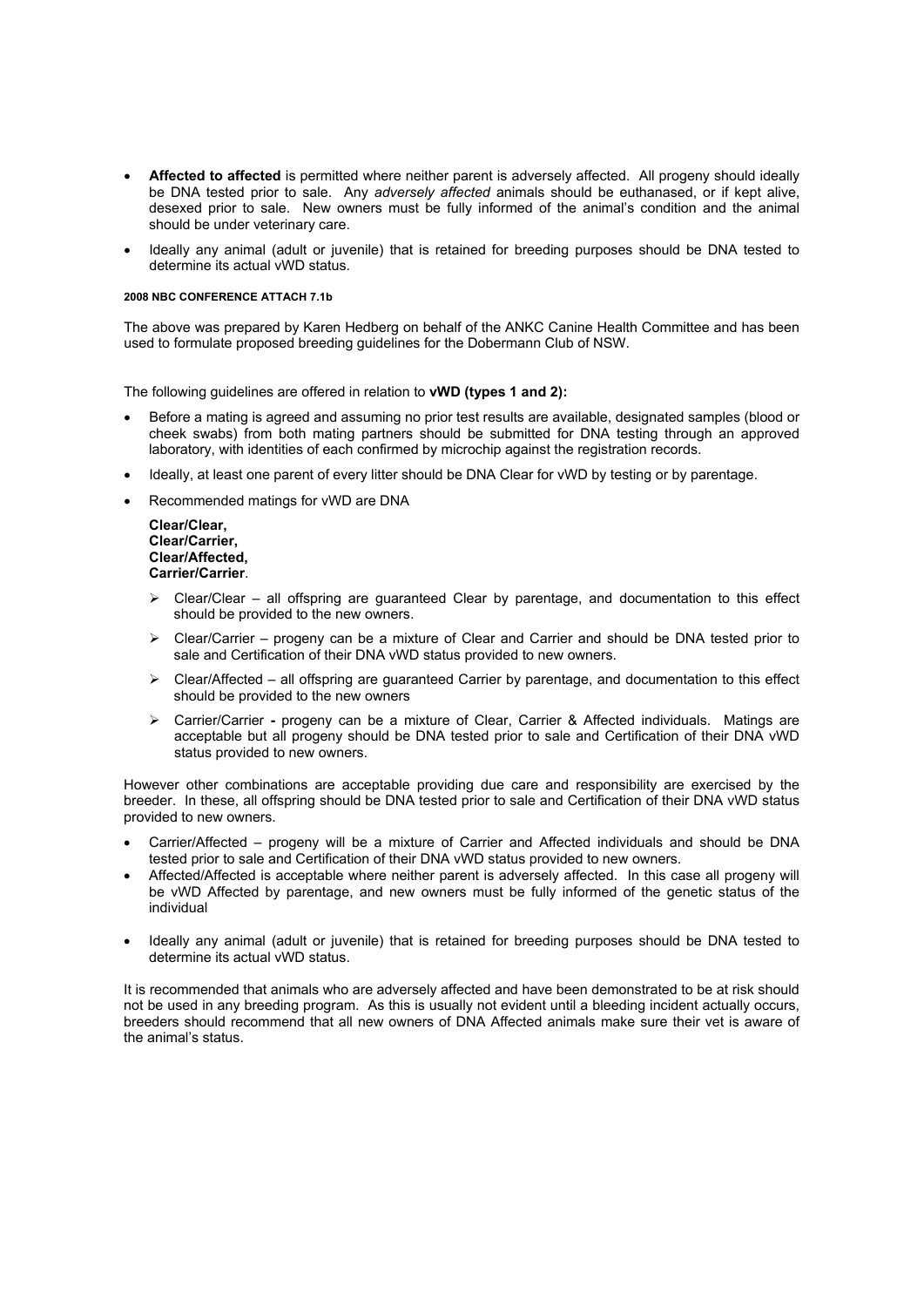- **Affected to affected** is permitted where neither parent is adversely affected. All progeny should ideally be DNA tested prior to sale. Any *adversely affected* animals should be euthanased, or if kept alive, desexed prior to sale. New owners must be fully informed of the animal's condition and the animal should be under veterinary care.
- Ideally any animal (adult or juvenile) that is retained for breeding purposes should be DNA tested to determine its actual vWD status.

**2008 NBC CONFERENCE ATTACH 7.1b**

The above was prepared by Karen Hedberg on behalf of the ANKC Canine Health Committee and has been used to formulate proposed breeding guidelines for the Dobermann Club of NSW.

The following guidelines are offered in relation to **vWD (types 1 and 2):**

- Before a mating is agreed and assuming no prior test results are available, designated samples (blood or cheek swabs) from both mating partners should be submitted for DNA testing through an approved laboratory, with identities of each confirmed by microchip against the registration records.
- Ideally, at least one parent of every litter should be DNA Clear for vWD by testing or by parentage.
- Recommended matings for vWD are DNA

  **Clear/Clear,**
  **Clear/Carrier,**
  **Clear/Affected,**
  **Carrier/Carrier**.

  - Clear/Clear – all offspring are guaranteed Clear by parentage, and documentation to this effect should be provided to the new owners.
  - Clear/Carrier – progeny can be a mixture of Clear and Carrier and should be DNA tested prior to sale and Certification of their DNA vWD status provided to new owners.
  - Clear/Affected – all offspring are guaranteed Carrier by parentage, and documentation to this effect should be provided to the new owners
  - Carrier/Carrier **-** progeny can be a mixture of Clear, Carrier & Affected individuals. Matings are acceptable but all progeny should be DNA tested prior to sale and Certification of their DNA vWD status provided to new owners.

However other combinations are acceptable providing due care and responsibility are exercised by the breeder. In these, all offspring should be DNA tested prior to sale and Certification of their DNA vWD status provided to new owners.

- Carrier/Affected – progeny will be a mixture of Carrier and Affected individuals and should be DNA tested prior to sale and Certification of their DNA vWD status provided to new owners.
- Affected/Affected is acceptable where neither parent is adversely affected. In this case all progeny will be vWD Affected by parentage, and new owners must be fully informed of the genetic status of the individual
- Ideally any animal (adult or juvenile) that is retained for breeding purposes should be DNA tested to determine its actual vWD status.

It is recommended that animals who are adversely affected and have been demonstrated to be at risk should not be used in any breeding program. As this is usually not evident until a bleeding incident actually occurs, breeders should recommend that all new owners of DNA Affected animals make sure their vet is aware of the animal's status.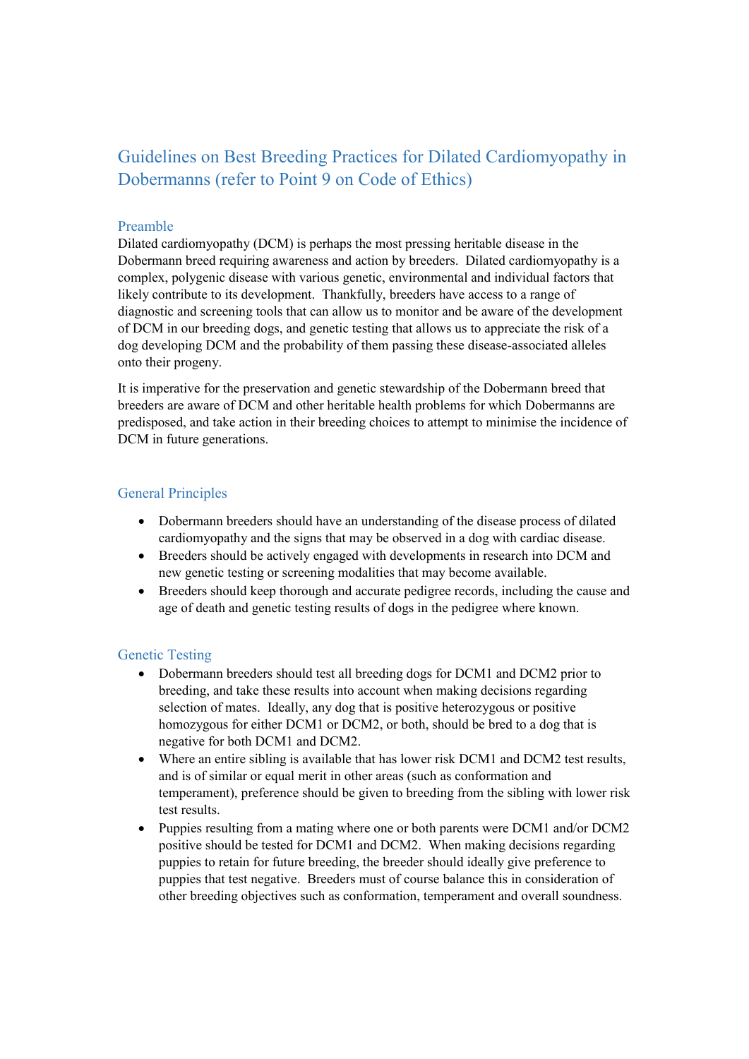## Guidelines on Best Breeding Practices for Dilated Cardiomyopathy in Dobermanns (refer to Point 9 on Code of Ethics)

### Preamble

Dilated cardiomyopathy (DCM) is perhaps the most pressing heritable disease in the Dobermann breed requiring awareness and action by breeders. Dilated cardiomyopathy is a complex, polygenic disease with various genetic, environmental and individual factors that likely contribute to its development. Thankfully, breeders have access to a range of diagnostic and screening tools that can allow us to monitor and be aware of the development of DCM in our breeding dogs, and genetic testing that allows us to appreciate the risk of a dog developing DCM and the probability of them passing these disease-associated alleles onto their progeny.

It is imperative for the preservation and genetic stewardship of the Dobermann breed that breeders are aware of DCM and other heritable health problems for which Dobermanns are predisposed, and take action in their breeding choices to attempt to minimise the incidence of DCM in future generations.

### General Principles

- Dobermann breeders should have an understanding of the disease process of dilated cardiomyopathy and the signs that may be observed in a dog with cardiac disease.
- Breeders should be actively engaged with developments in research into DCM and new genetic testing or screening modalities that may become available.
- Breeders should keep thorough and accurate pedigree records, including the cause and age of death and genetic testing results of dogs in the pedigree where known.

### Genetic Testing

- Dobermann breeders should test all breeding dogs for DCM1 and DCM2 prior to breeding, and take these results into account when making decisions regarding selection of mates. Ideally, any dog that is positive heterozygous or positive homozygous for either DCM1 or DCM2, or both, should be bred to a dog that is negative for both DCM1 and DCM2.
- Where an entire sibling is available that has lower risk DCM1 and DCM2 test results, and is of similar or equal merit in other areas (such as conformation and temperament), preference should be given to breeding from the sibling with lower risk test results.
- Puppies resulting from a mating where one or both parents were DCM1 and/or DCM2 positive should be tested for DCM1 and DCM2. When making decisions regarding puppies to retain for future breeding, the breeder should ideally give preference to puppies that test negative. Breeders must of course balance this in consideration of other breeding objectives such as conformation, temperament and overall soundness.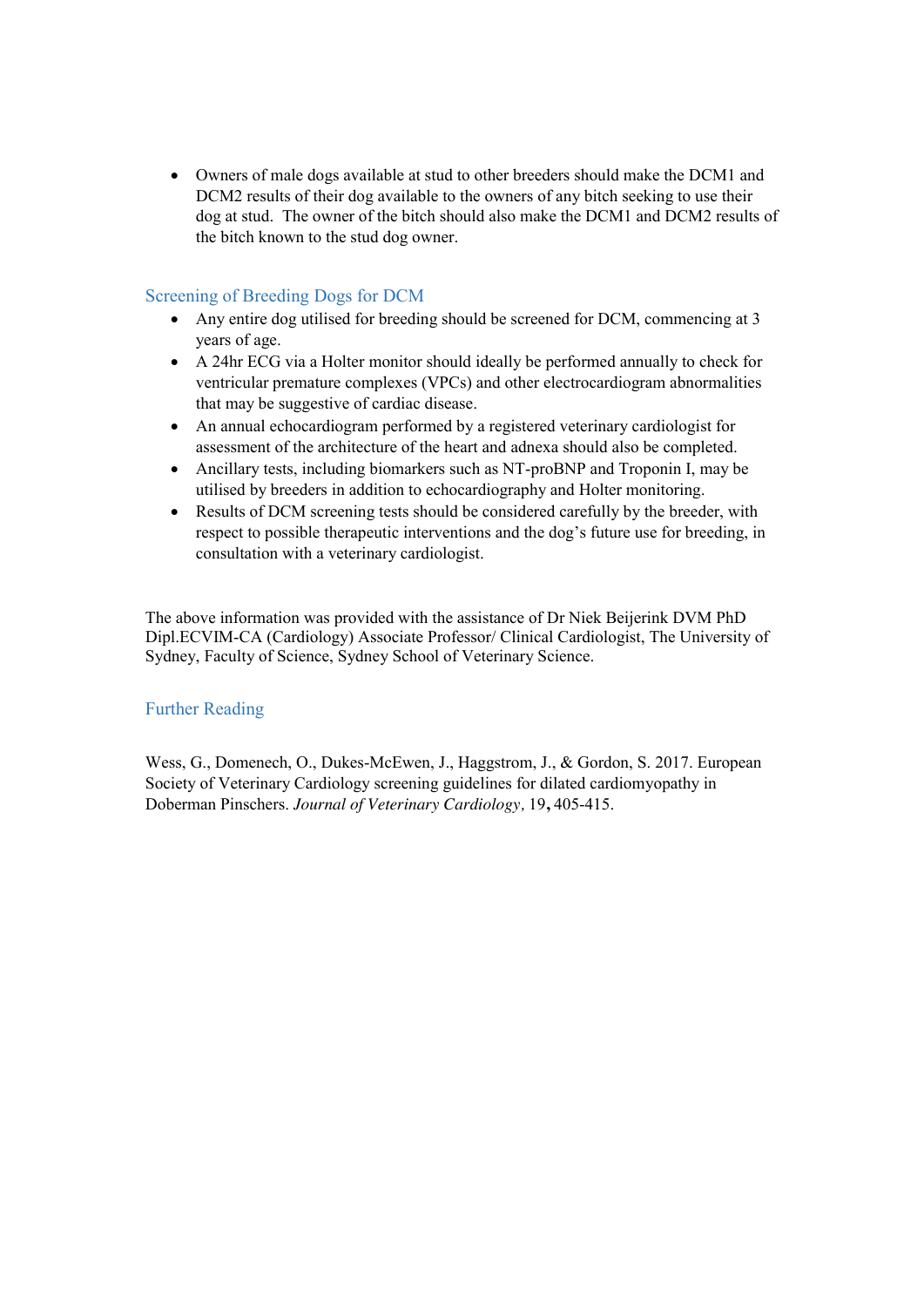- Owners of male dogs available at stud to other breeders should make the DCM1 and DCM2 results of their dog available to the owners of any bitch seeking to use their dog at stud. The owner of the bitch should also make the DCM1 and DCM2 results of the bitch known to the stud dog owner.

## Screening of Breeding Dogs for DCM

- Any entire dog utilised for breeding should be screened for DCM, commencing at 3 years of age.
- A 24hr ECG via a Holter monitor should ideally be performed annually to check for ventricular premature complexes (VPCs) and other electrocardiogram abnormalities that may be suggestive of cardiac disease.
- An annual echocardiogram performed by a registered veterinary cardiologist for assessment of the architecture of the heart and adnexa should also be completed.
- Ancillary tests, including biomarkers such as NT-proBNP and Troponin I, may be utilised by breeders in addition to echocardiography and Holter monitoring.
- Results of DCM screening tests should be considered carefully by the breeder, with respect to possible therapeutic interventions and the dog's future use for breeding, in consultation with a veterinary cardiologist.

The above information was provided with the assistance of Dr Niek Beijerink DVM PhD Dipl.ECVIM-CA (Cardiology) Associate Professor/ Clinical Cardiologist, The University of Sydney, Faculty of Science, Sydney School of Veterinary Science.

## Further Reading

Wess, G., Domenech, O., Dukes-McEwen, J., Haggstrom, J., & Gordon, S. 2017. European Society of Veterinary Cardiology screening guidelines for dilated cardiomyopathy in Doberman Pinschers. *Journal of Veterinary Cardiology,* 19**,** 405-415.